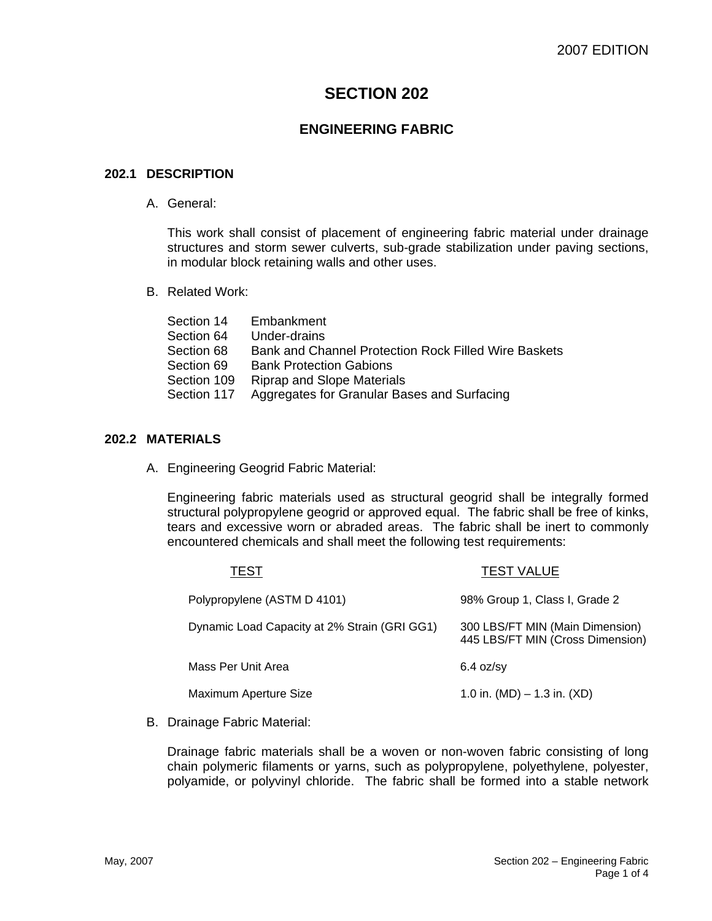# SECTION 202

## ENGINEERING FABRIC

### 202.1 DESCRIPTION

A. General:

This work shall consist of placement of engineering fabric material under drainage structures and storm sewer culverts, sub-grade stabilization under paving sections, in modular block retaining walls and other uses.

B. Related Work:

| | |
|---|---|
| Section 14 | Embankment |
| Section 64 | Under-drains |
| Section 68 | Bank and Channel Protection Rock Filled Wire Baskets |
| Section 69 | Bank Protection Gabions |
| Section 109 | Riprap and Slope Materials |
| Section 117 | Aggregates for Granular Bases and Surfacing |

### 202.2 MATERIALS

A. Engineering Geogrid Fabric Material:

Engineering fabric materials used as structural geogrid shall be integrally formed structural polypropylene geogrid or approved equal. The fabric shall be free of kinks, tears and excessive worn or abraded areas. The fabric shall be inert to commonly encountered chemicals and shall meet the following test requirements:

| TEST | TEST VALUE |
|---|---|
| Polypropylene (ASTM D 4101) | 98% Group 1, Class I, Grade 2 |
| Dynamic Load Capacity at 2% Strain (GRI GG1) | 300 LBS/FT MIN (Main Dimension)<br>445 LBS/FT MIN (Cross Dimension) |
| Mass Per Unit Area | 6.4 oz/sy |
| Maximum Aperture Size | 1.0 in. (MD) – 1.3 in. (XD) |

B. Drainage Fabric Material:

Drainage fabric materials shall be a woven or non-woven fabric consisting of long chain polymeric filaments or yarns, such as polypropylene, polyethylene, polyester, polyamide, or polyvinyl chloride. The fabric shall be formed into a stable network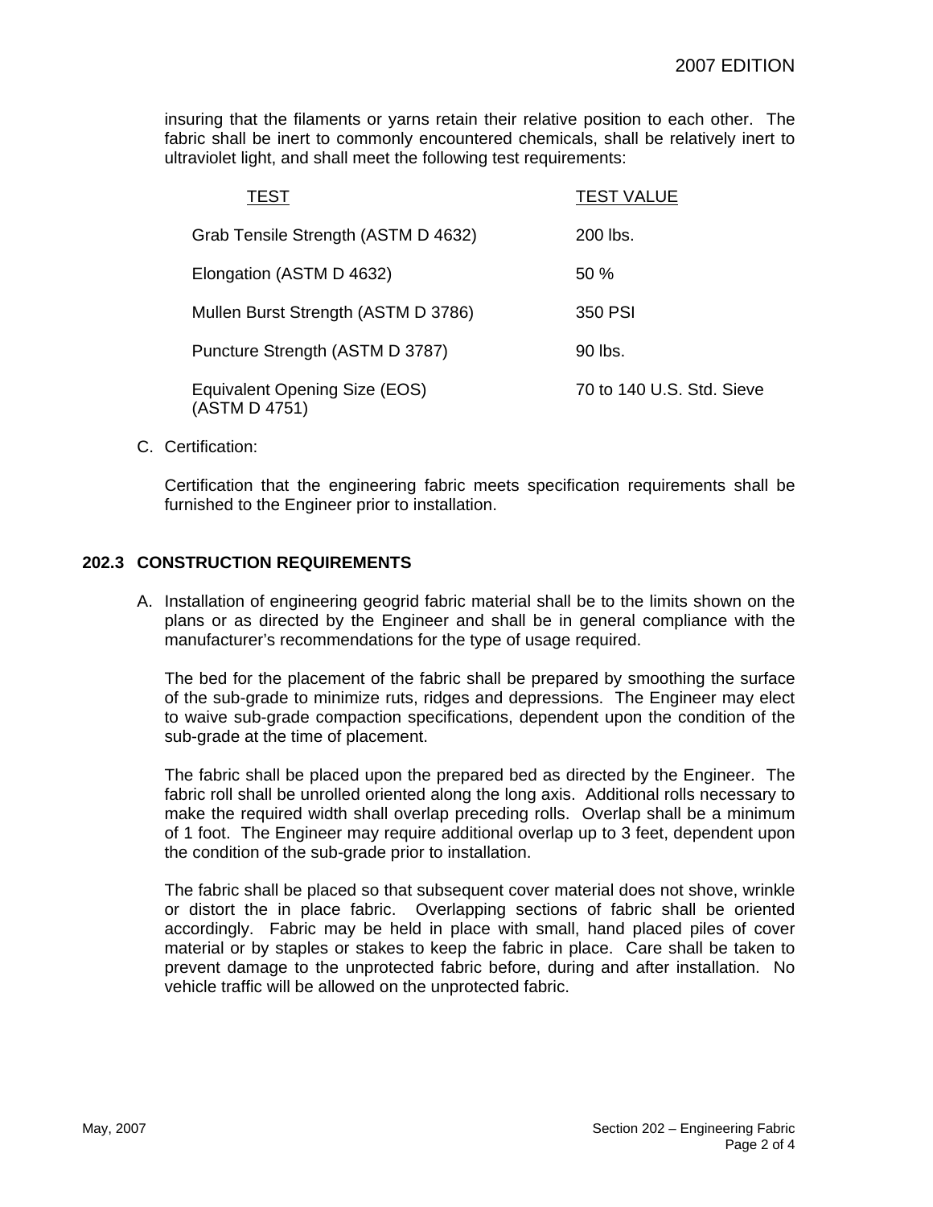insuring that the filaments or yarns retain their relative position to each other. The fabric shall be inert to commonly encountered chemicals, shall be relatively inert to ultraviolet light, and shall meet the following test requirements:

| TEST | TEST VALUE |
| --- | --- |
| Grab Tensile Strength (ASTM D 4632) | 200 lbs. |
| Elongation (ASTM D 4632) | 50 % |
| Mullen Burst Strength (ASTM D 3786) | 350 PSI |
| Puncture Strength (ASTM D 3787) | 90 lbs. |
| Equivalent Opening Size (EOS) (ASTM D 4751) | 70 to 140 U.S. Std. Sieve |

C. Certification:

Certification that the engineering fabric meets specification requirements shall be furnished to the Engineer prior to installation.

## 202.3 CONSTRUCTION REQUIREMENTS

A. Installation of engineering geogrid fabric material shall be to the limits shown on the plans or as directed by the Engineer and shall be in general compliance with the manufacturer's recommendations for the type of usage required.

The bed for the placement of the fabric shall be prepared by smoothing the surface of the sub-grade to minimize ruts, ridges and depressions. The Engineer may elect to waive sub-grade compaction specifications, dependent upon the condition of the sub-grade at the time of placement.

The fabric shall be placed upon the prepared bed as directed by the Engineer. The fabric roll shall be unrolled oriented along the long axis. Additional rolls necessary to make the required width shall overlap preceding rolls. Overlap shall be a minimum of 1 foot. The Engineer may require additional overlap up to 3 feet, dependent upon the condition of the sub-grade prior to installation.

The fabric shall be placed so that subsequent cover material does not shove, wrinkle or distort the in place fabric. Overlapping sections of fabric shall be oriented accordingly. Fabric may be held in place with small, hand placed piles of cover material or by staples or stakes to keep the fabric in place. Care shall be taken to prevent damage to the unprotected fabric before, during and after installation. No vehicle traffic will be allowed on the unprotected fabric.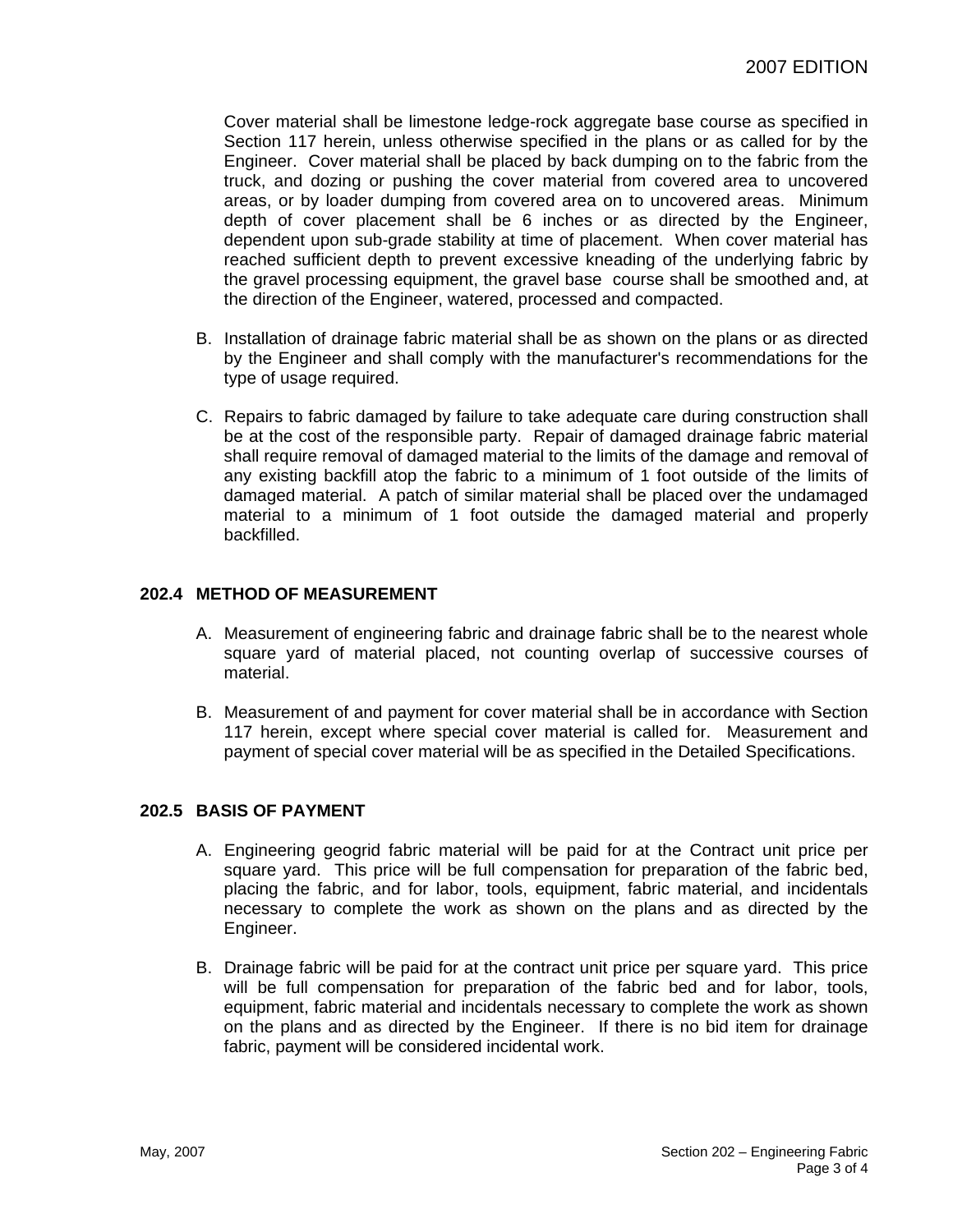Cover material shall be limestone ledge-rock aggregate base course as specified in Section 117 herein, unless otherwise specified in the plans or as called for by the Engineer. Cover material shall be placed by back dumping on to the fabric from the truck, and dozing or pushing the cover material from covered area to uncovered areas, or by loader dumping from covered area on to uncovered areas. Minimum depth of cover placement shall be 6 inches or as directed by the Engineer, dependent upon sub-grade stability at time of placement. When cover material has reached sufficient depth to prevent excessive kneading of the underlying fabric by the gravel processing equipment, the gravel base course shall be smoothed and, at the direction of the Engineer, watered, processed and compacted.

B. Installation of drainage fabric material shall be as shown on the plans or as directed by the Engineer and shall comply with the manufacturer's recommendations for the type of usage required.

C. Repairs to fabric damaged by failure to take adequate care during construction shall be at the cost of the responsible party. Repair of damaged drainage fabric material shall require removal of damaged material to the limits of the damage and removal of any existing backfill atop the fabric to a minimum of 1 foot outside of the limits of damaged material. A patch of similar material shall be placed over the undamaged material to a minimum of 1 foot outside the damaged material and properly backfilled.

## 202.4 METHOD OF MEASUREMENT

A. Measurement of engineering fabric and drainage fabric shall be to the nearest whole square yard of material placed, not counting overlap of successive courses of material.

B. Measurement of and payment for cover material shall be in accordance with Section 117 herein, except where special cover material is called for. Measurement and payment of special cover material will be as specified in the Detailed Specifications.

## 202.5 BASIS OF PAYMENT

A. Engineering geogrid fabric material will be paid for at the Contract unit price per square yard. This price will be full compensation for preparation of the fabric bed, placing the fabric, and for labor, tools, equipment, fabric material, and incidentals necessary to complete the work as shown on the plans and as directed by the Engineer.

B. Drainage fabric will be paid for at the contract unit price per square yard. This price will be full compensation for preparation of the fabric bed and for labor, tools, equipment, fabric material and incidentals necessary to complete the work as shown on the plans and as directed by the Engineer. If there is no bid item for drainage fabric, payment will be considered incidental work.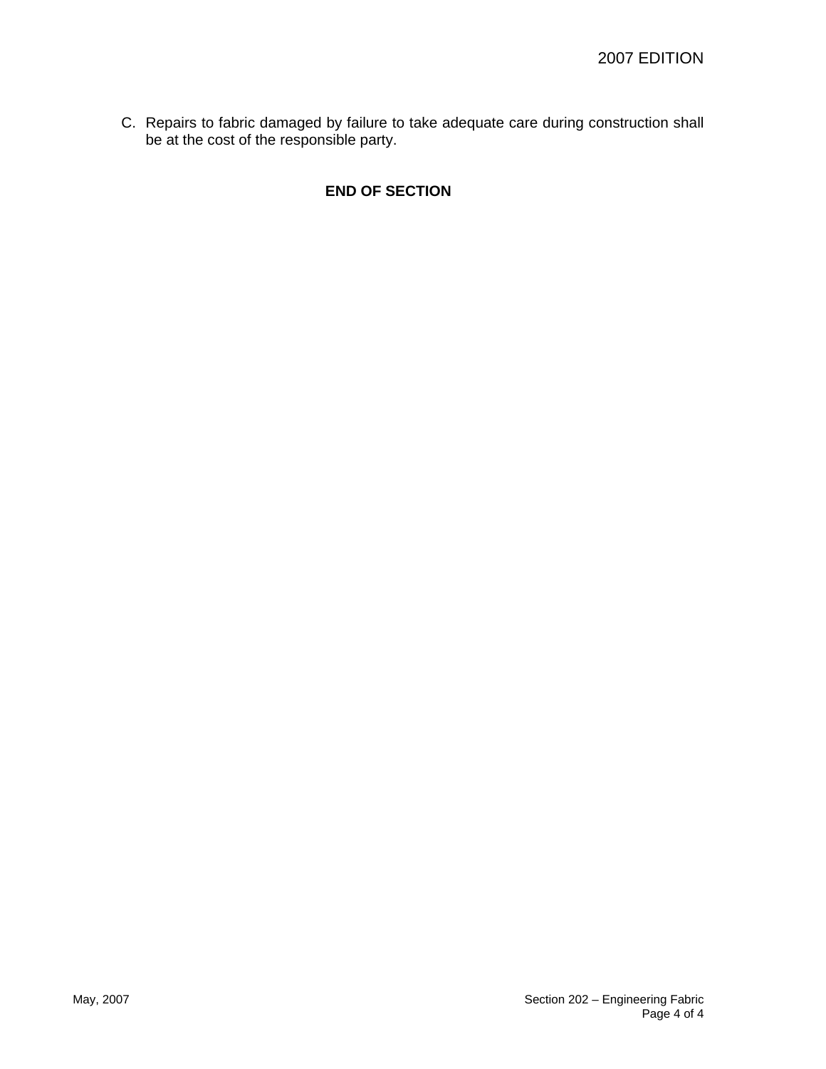C. Repairs to fabric damaged by failure to take adequate care during construction shall be at the cost of the responsible party.

**END OF SECTION**